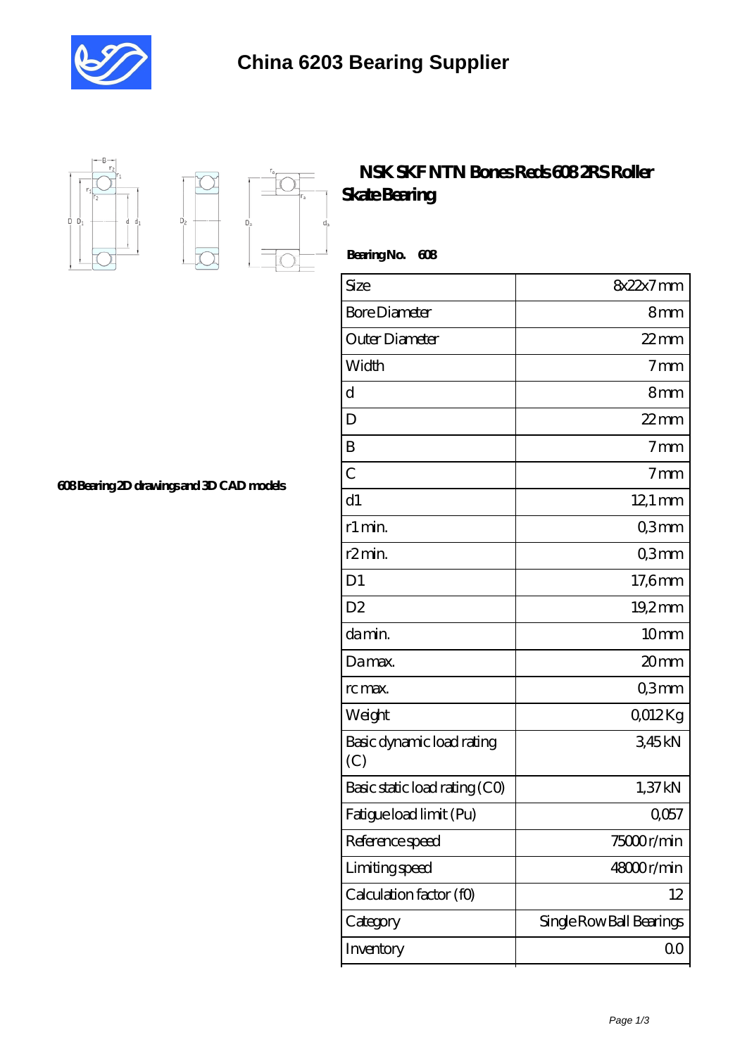# China 6203 Bearing Supplier

## NSK SKF NTN Bones Reds 608 2RS Roller Skate Bearing

**Bearing No. 608**

608 Bearing 2D drawings and 3D CAD models

| Size | 8x22x7 mm |
|---|---|
| Bore Diameter | 8 mm |
| Outer Diameter | 22 mm |
| Width | 7 mm |
| d | 8 mm |
| D | 22 mm |
| B | 7 mm |
| C | 7 mm |
| d1 | 12,1 mm |
| r1 min. | 0,3 mm |
| r2 min. | 0,3 mm |
| D1 | 17,6 mm |
| D2 | 19,2 mm |
| da min. | 10 mm |
| Da max. | 20 mm |
| rc max. | 0,3 mm |
| Weight | 0,012 Kg |
| Basic dynamic load rating (C) | 3,45 kN |
| Basic static load rating (C0) | 1,37 kN |
| Fatigue load limit (Pu) | 0,057 |
| Reference speed | 75000 r/min |
| Limiting speed | 48000 r/min |
| Calculation factor (f0) | 12 |
| Category | Single Row Ball Bearings |
| Inventory | 0.0 |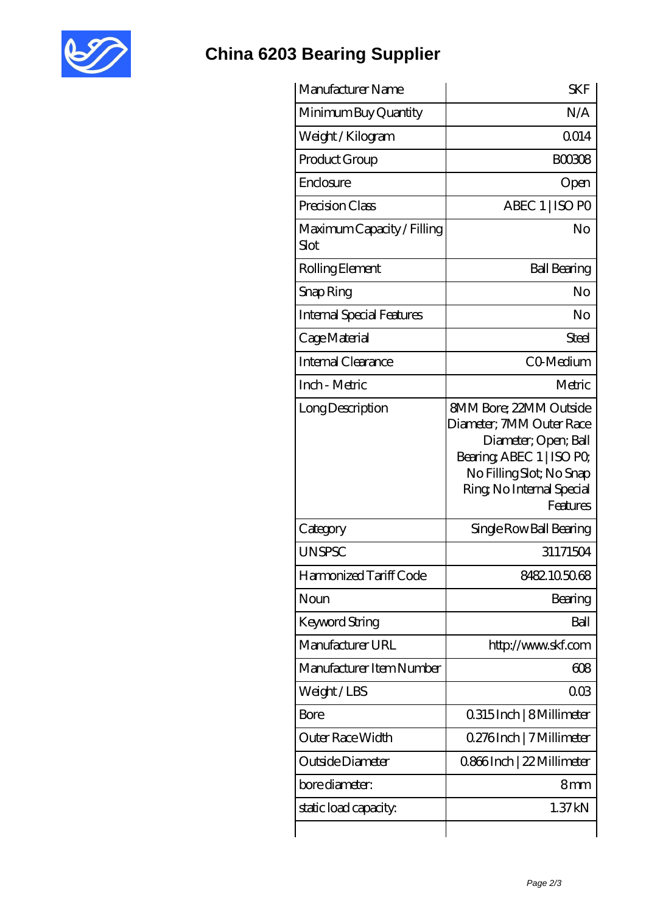# China 6203 Bearing Supplier

| Manufacturer Name | SKF |
|---|---|
| Minimum Buy Quantity | N/A |
| Weight / Kilogram | 0.014 |
| Product Group | B00308 |
| Enclosure | Open |
| Precision Class | ABEC 1 \| ISO P0 |
| Maximum Capacity / Filling Slot | No |
| Rolling Element | Ball Bearing |
| Snap Ring | No |
| Internal Special Features | No |
| Cage Material | Steel |
| Internal Clearance | C0-Medium |
| Inch - Metric | Metric |
| Long Description | 8MM Bore; 22MM Outside Diameter; 7MM Outer Race Diameter; Open; Ball Bearing; ABEC 1 \| ISO P0; No Filling Slot; No Snap Ring; No Internal Special Features |
| Category | Single Row Ball Bearing |
| UNSPSC | 31171504 |
| Harmonized Tariff Code | 8482.10.50.68 |
| Noun | Bearing |
| Keyword String | Ball |
| Manufacturer URL | http://www.skf.com |
| Manufacturer Item Number | 608 |
| Weight / LBS | 0.03 |
| Bore | 0.315 Inch \| 8 Millimeter |
| Outer Race Width | 0.276 Inch \| 7 Millimeter |
| Outside Diameter | 0.866 Inch \| 22 Millimeter |
| bore diameter: | 8 mm |
| static load capacity: | 1.37 kN |
| | |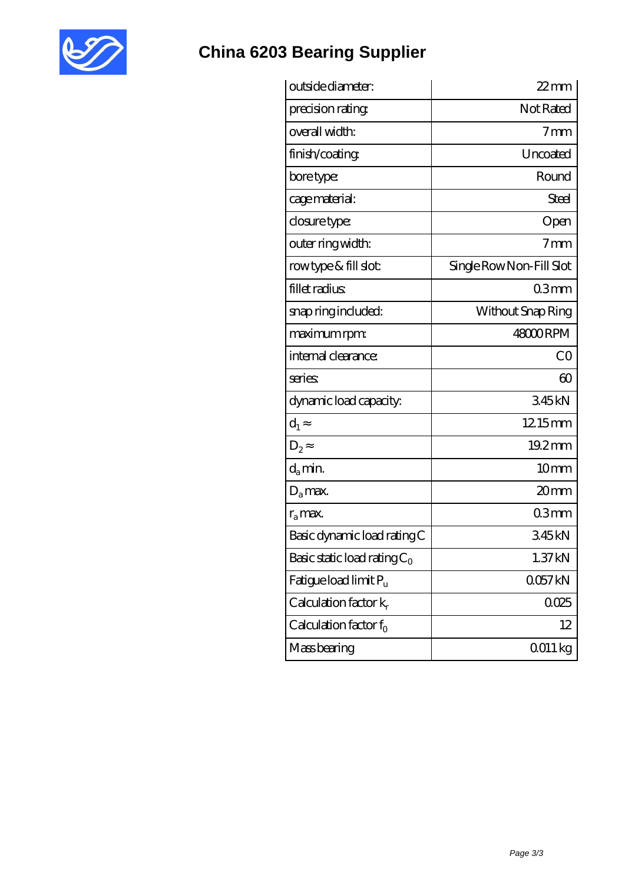# China 6203 Bearing Supplier

| | |
|---|---|
| outside diameter: | 22 mm |
| precision rating: | Not Rated |
| overall width: | 7 mm |
| finish/coating: | Uncoated |
| bore type: | Round |
| cage material: | Steel |
| closure type: | Open |
| outer ring width: | 7 mm |
| row type & fill slot: | Single Row Non-Fill Slot |
| fillet radius: | 0.3 mm |
| snap ring included: | Without Snap Ring |
| maximum rpm: | 48000 RPM |
| internal clearance: | C0 |
| series: | 60 |
| dynamic load capacity: | 3.45 kN |
| $d_1 \approx$ | 12.15 mm |
| $D_2 \approx$ | 19.2 mm |
| $d_a$ min. | 10 mm |
| $D_a$ max. | 20 mm |
| $r_a$ max. | 0.3 mm |
| Basic dynamic load rating C | 3.45 kN |
| Basic static load rating $C_0$ | 1.37 kN |
| Fatigue load limit $P_u$ | 0.057 kN |
| Calculation factor $k_r$ | 0.025 |
| Calculation factor $f_0$ | 12 |
| Mass bearing | 0.011 kg |